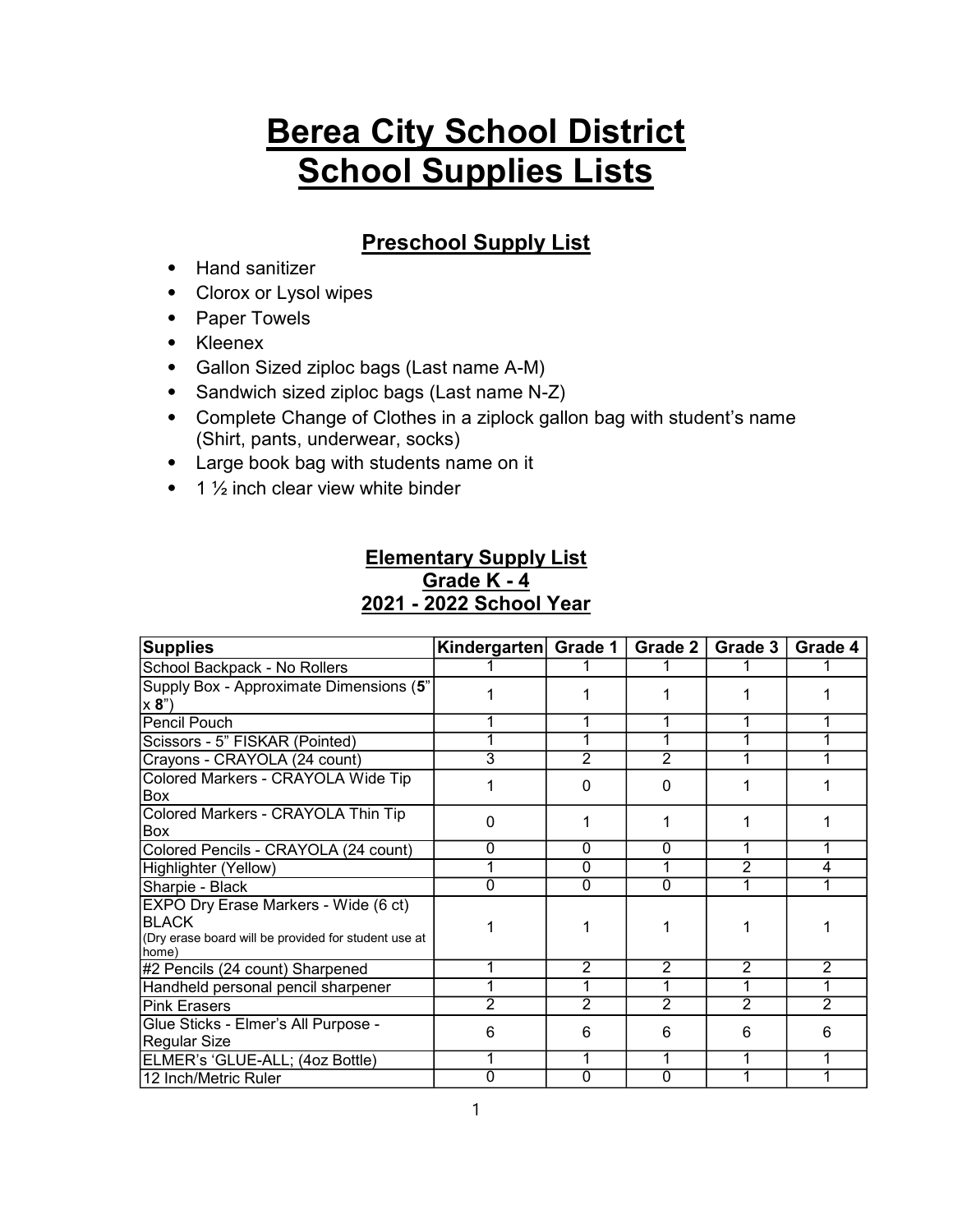# Berea City School District
# School Supplies Lists

## Preschool Supply List

- Hand sanitizer
- Clorox or Lysol wipes
- Paper Towels
- Kleenex
- Gallon Sized ziploc bags (Last name A-M)
- Sandwich sized ziploc bags (Last name N-Z)
- Complete Change of Clothes in a ziplock gallon bag with student's name (Shirt, pants, underwear, socks)
- Large book bag with students name on it
- 1 ½ inch clear view white binder

## Elementary Supply List
## Grade K - 4
## 2021 - 2022 School Year

| Supplies | Kindergarten | Grade 1 | Grade 2 | Grade 3 | Grade 4 |
|---|---|---|---|---|---|
| School Backpack - No Rollers | 1 | 1 | 1 | 1 | 1 |
| Supply Box - Approximate Dimensions (**5**" x **8**") | 1 | 1 | 1 | 1 | 1 |
| Pencil Pouch | 1 | 1 | 1 | 1 | 1 |
| Scissors - 5" FISKAR (Pointed) | 1 | 1 | 1 | 1 | 1 |
| Crayons - CRAYOLA (24 count) | 3 | 2 | 2 | 1 | 1 |
| Colored Markers - CRAYOLA Wide Tip Box | 1 | 0 | 0 | 1 | 1 |
| Colored Markers - CRAYOLA Thin Tip Box | 0 | 1 | 1 | 1 | 1 |
| Colored Pencils - CRAYOLA (24 count) | 0 | 0 | 0 | 1 | 1 |
| Highlighter (Yellow) | 1 | 0 | 1 | 2 | 4 |
| Sharpie - Black | 0 | 0 | 0 | 1 | 1 |
| EXPO Dry Erase Markers - Wide (6 ct) BLACK (Dry erase board will be provided for student use at home) | 1 | 1 | 1 | 1 | 1 |
| #2 Pencils (24 count) Sharpened | 1 | 2 | 2 | 2 | 2 |
| Handheld personal pencil sharpener | 1 | 1 | 1 | 1 | 1 |
| Pink Erasers | 2 | 2 | 2 | 2 | 2 |
| Glue Sticks - Elmer's All Purpose - Regular Size | 6 | 6 | 6 | 6 | 6 |
| ELMER's 'GLUE-ALL; (4oz Bottle) | 1 | 1 | 1 | 1 | 1 |
| 12 Inch/Metric Ruler | 0 | 0 | 0 | 1 | 1 |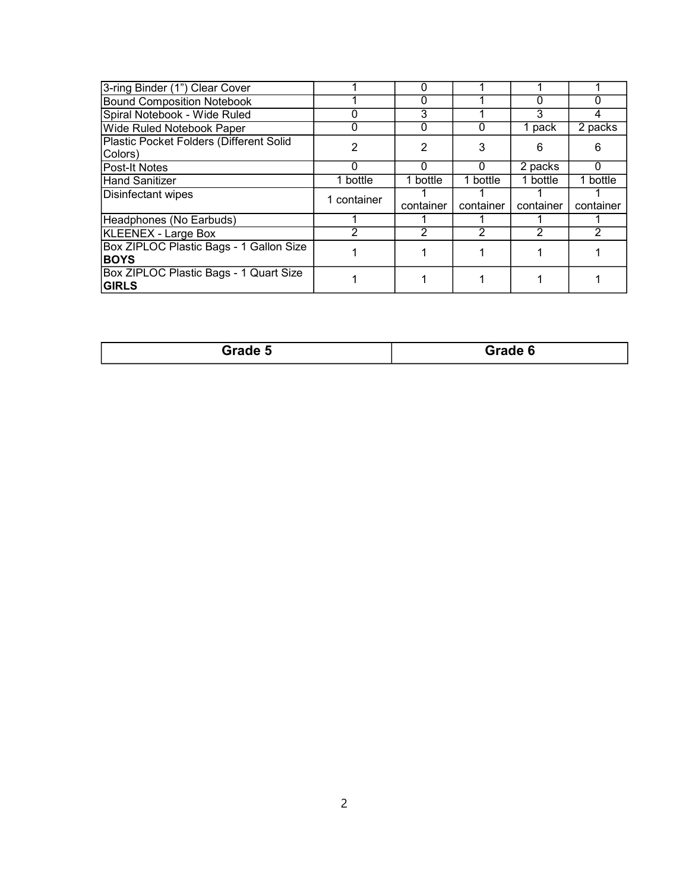| | | | | | |
|---|---|---|---|---|---|
| 3-ring Binder (1") Clear Cover | 1 | 0 | 1 | 1 | 1 |
| Bound Composition Notebook | 1 | 0 | 1 | 0 | 0 |
| Spiral Notebook - Wide Ruled | 0 | 3 | 1 | 3 | 4 |
| Wide Ruled Notebook Paper | 0 | 0 | 0 | 1 pack | 2 packs |
| Plastic Pocket Folders (Different Solid Colors) | 2 | 2 | 3 | 6 | 6 |
| Post-It Notes | 0 | 0 | 0 | 2 packs | 0 |
| Hand Sanitizer | 1 bottle | 1 bottle | 1 bottle | 1 bottle | 1 bottle |
| Disinfectant wipes | 1 container | 1 container | 1 container | 1 container | 1 container |
| Headphones (No Earbuds) | 1 | 1 | 1 | 1 | 1 |
| KLEENEX - Large Box | 2 | 2 | 2 | 2 | 2 |
| Box ZIPLOC Plastic Bags - 1 Gallon Size **BOYS** | 1 | 1 | 1 | 1 | 1 |
| Box ZIPLOC Plastic Bags - 1 Quart Size **GIRLS** | 1 | 1 | 1 | 1 | 1 |

| Grade 5 | Grade 6 |
|---|---|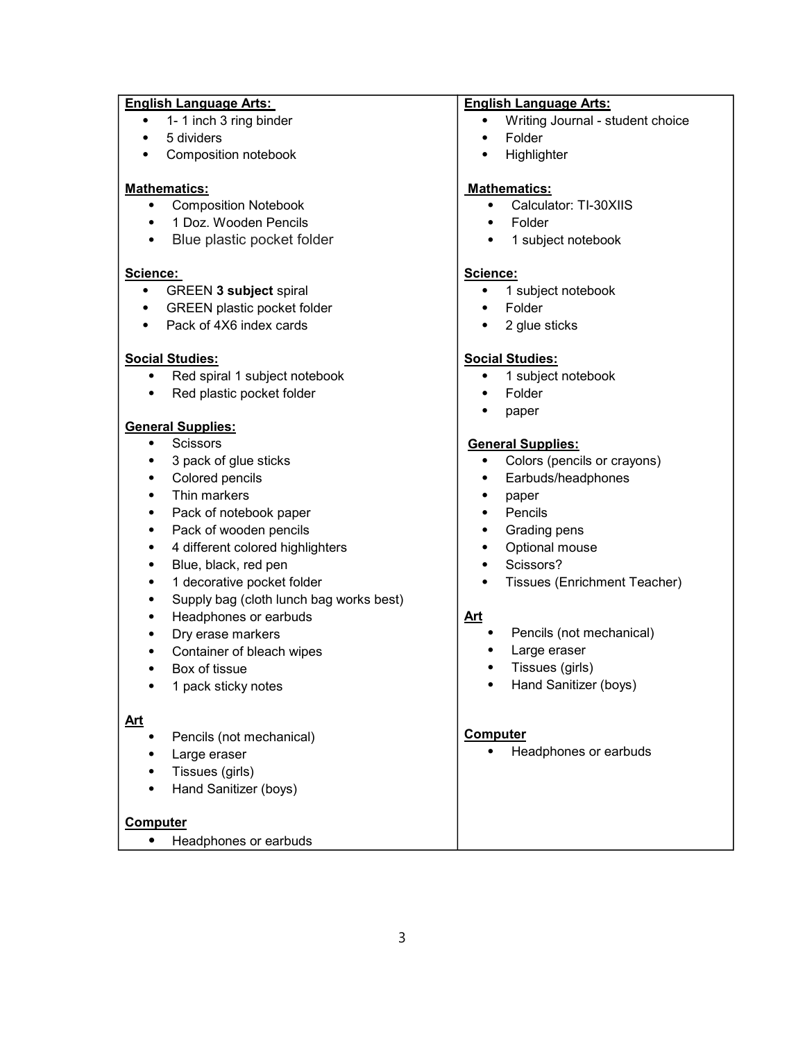**English Language Arts:**

- 1- 1 inch 3 ring binder
- 5 dividers
- Composition notebook

**Mathematics:**

- Composition Notebook
- 1 Doz. Wooden Pencils
- Blue plastic pocket folder

**Science:**

- GREEN **3 subject** spiral
- GREEN plastic pocket folder
- Pack of 4X6 index cards

**Social Studies:**

- Red spiral 1 subject notebook
- Red plastic pocket folder

**General Supplies:**

- Scissors
- 3 pack of glue sticks
- Colored pencils
- Thin markers
- Pack of notebook paper
- Pack of wooden pencils
- 4 different colored highlighters
- Blue, black, red pen
- 1 decorative pocket folder
- Supply bag (cloth lunch bag works best)
- Headphones or earbuds
- Dry erase markers
- Container of bleach wipes
- Box of tissue
- 1 pack sticky notes

**Art**

- Pencils (not mechanical)
- Large eraser
- Tissues (girls)
- Hand Sanitizer (boys)

**Computer**

- Headphones or earbuds

**English Language Arts:**

- Writing Journal - student choice
- Folder
- Highlighter

**Mathematics:**

- Calculator: TI-30XIIS
- Folder
- 1 subject notebook

**Science:**

- 1 subject notebook
- Folder
- 2 glue sticks

**Social Studies:**

- 1 subject notebook
- Folder
- paper

**General Supplies:**

- Colors (pencils or crayons)
- Earbuds/headphones
- paper
- Pencils
- Grading pens
- Optional mouse
- Scissors?
- Tissues (Enrichment Teacher)

**Art**

- Pencils (not mechanical)
- Large eraser
- Tissues (girls)
- Hand Sanitizer (boys)

**Computer**

- Headphones or earbuds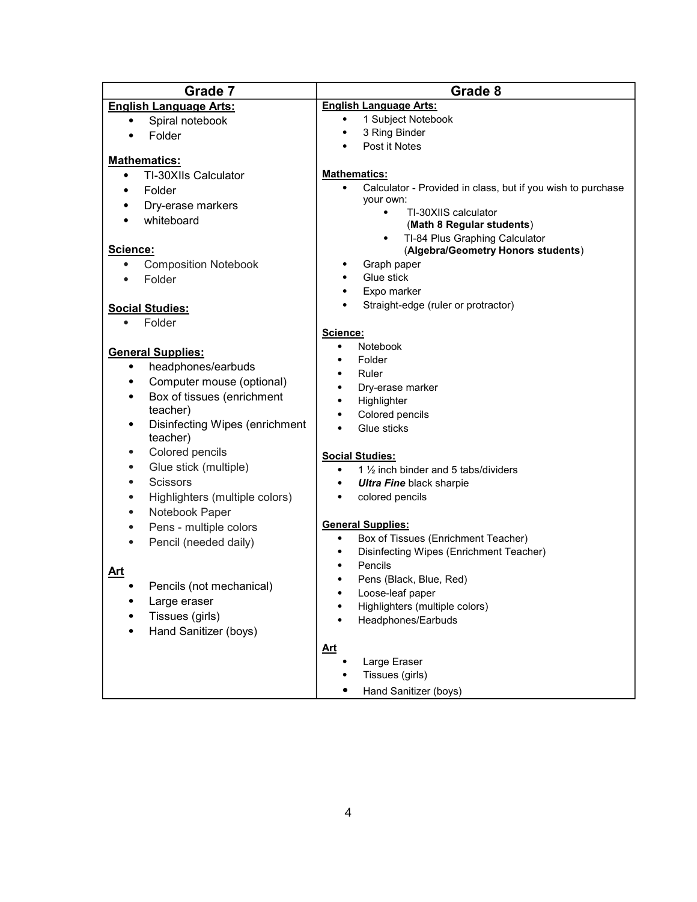| Grade 7 | Grade 8 |
|---|---|
| **English Language Arts:**<br>• Spiral notebook<br>• Folder<br><br>**Mathematics:**<br>• TI-30XIIs Calculator<br>• Folder<br>• Dry-erase markers<br>• whiteboard<br><br>**Science:**<br>• Composition Notebook<br>• Folder<br><br>**Social Studies:**<br>• Folder<br><br>**General Supplies:**<br>• headphones/earbuds<br>• Computer mouse (optional)<br>• Box of tissues (enrichment teacher)<br>• Disinfecting Wipes (enrichment teacher)<br>• Colored pencils<br>• Glue stick (multiple)<br>• Scissors<br>• Highlighters (multiple colors)<br>• Notebook Paper<br>• Pens - multiple colors<br>• Pencil (needed daily)<br><br>**Art**<br>• Pencils (not mechanical)<br>• Large eraser<br>• Tissues (girls)<br>• Hand Sanitizer (boys) | **English Language Arts:**<br>• 1 Subject Notebook<br>• 3 Ring Binder<br>• Post it Notes<br><br>**Mathematics:**<br>• Calculator - Provided in class, but if you wish to purchase your own:<br>&nbsp;&nbsp;&nbsp;&nbsp;◦ TI-30XIIS calculator (**Math 8 Regular students**)<br>&nbsp;&nbsp;&nbsp;&nbsp;◦ TI-84 Plus Graphing Calculator (**Algebra/Geometry Honors students**)<br>• Graph paper<br>• Glue stick<br>• Expo marker<br>• Straight-edge (ruler or protractor)<br><br>**Science:**<br>• Notebook<br>• Folder<br>• Ruler<br>• Dry-erase marker<br>• Highlighter<br>• Colored pencils<br>• Glue sticks<br><br>**Social Studies:**<br>• 1 ½ inch binder and 5 tabs/dividers<br>• ***Ultra Fine*** black sharpie<br>• colored pencils<br><br>**General Supplies:**<br>• Box of Tissues (Enrichment Teacher)<br>• Disinfecting Wipes (Enrichment Teacher)<br>• Pencils<br>• Pens (Black, Blue, Red)<br>• Loose-leaf paper<br>• Highlighters (multiple colors)<br>• Headphones/Earbuds<br><br>**Art**<br>• Large Eraser<br>• Tissues (girls)<br>• Hand Sanitizer (boys) |